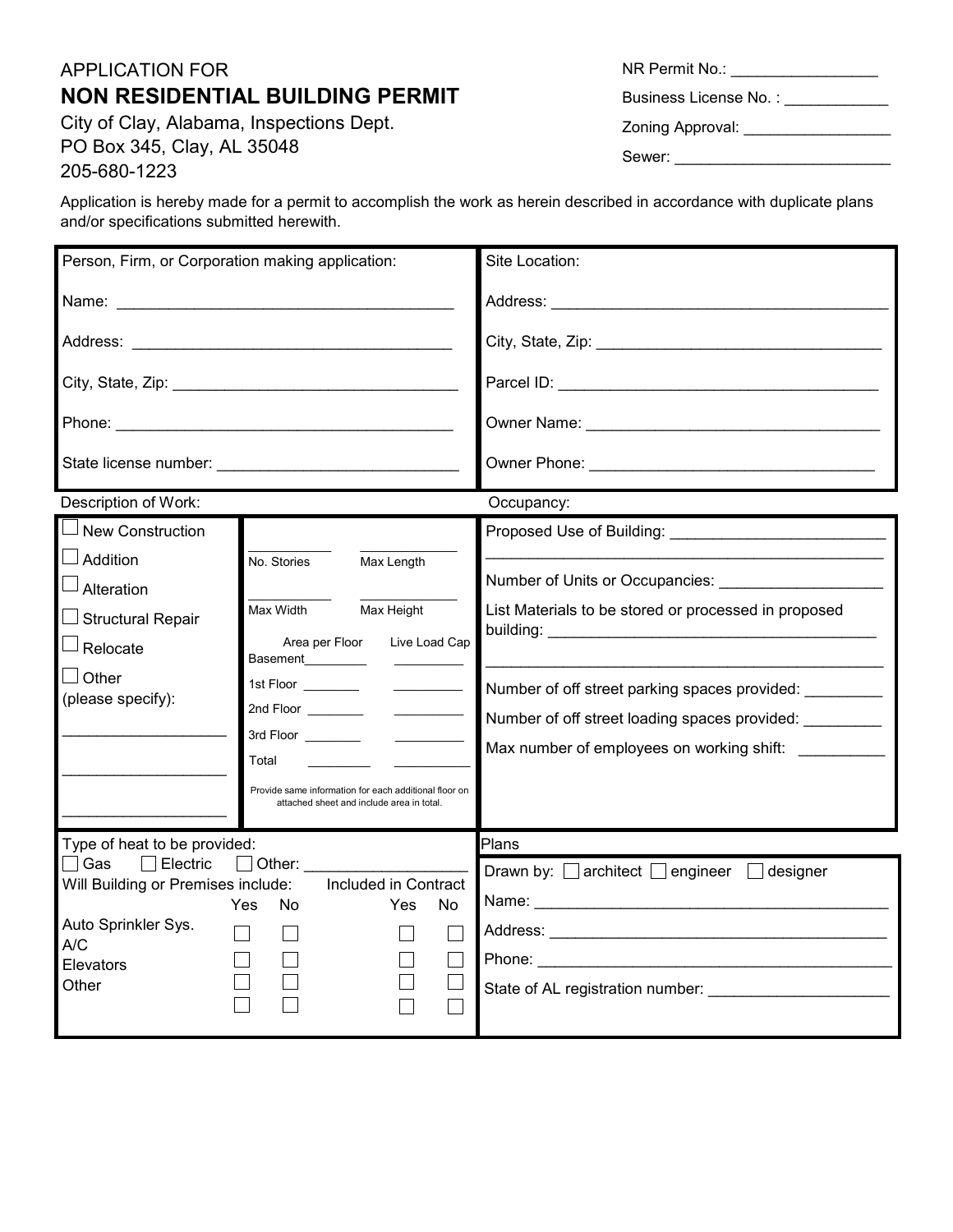APPLICATION FOR

# NON RESIDENTIAL BUILDING PERMIT

City of Clay, Alabama, Inspections Dept.
PO Box 345, Clay, AL 35048
205-680-1223

NR Permit No.: _________________

Business License No. : ____________

Zoning Approval: _________________

Sewer: _________________________

Application is hereby made for a permit to accomplish the work as herein described in accordance with duplicate plans and/or specifications submitted herewith.

| Person, Firm, or Corporation making application: | Site Location: |
|---|---|
| Name: ______________________________________ | Address: ______________________________________ |
| Address: ____________________________________ | City, State, Zip: _________________________________ |
| City, State, Zip: _________________________________ | Parcel ID: _____________________________________ |
| Phone: ______________________________________ | Owner Name: __________________________________ |
| State license number: ____________________________ | Owner Phone: _________________________________ |

**Description of Work:**

- ☐ New Construction
- ☐ Addition
- ☐ Alteration
- ☐ Structural Repair
- ☐ Relocate
- ☐ Other (please specify): ___________________ ___________________ ___________________

| No. Stories __________ | Max Length __________ |
|---|---|
| Max Width __________ | Max Height __________ |

| | Area per Floor | Live Load Cap |
|---|---|---|
| Basement | ________ | ________ |
| 1st Floor | ________ | ________ |
| 2nd Floor | ________ | ________ |
| 3rd Floor | ________ | ________ |
| Total | ________ | ________ |

Provide same information for each additional floor on attached sheet and include area in total.

**Occupancy:**

Proposed Use of Building: _________________________
_____________________________________________

Number of Units or Occupancies: ___________________

List Materials to be stored or processed in proposed building: ______________________________________
_____________________________________________

Number of off street parking spaces provided: _________

Number of off street loading spaces provided: _________

Max number of employees on working shift: __________

**Type of heat to be provided:**

☐ Gas ☐ Electric ☐ Other: __________________

| Will Building or Premises include: | Yes | No | Included in Contract Yes | Included in Contract No |
|---|---|---|---|---|
| Auto Sprinkler Sys. | ☐ | ☐ | ☐ | ☐ |
| A/C | ☐ | ☐ | ☐ | ☐ |
| Elevators | ☐ | ☐ | ☐ | ☐ |
| Other | ☐ | ☐ | ☐ | ☐ |

**Plans**

Drawn by: ☐ architect ☐ engineer ☐ designer

Name: ________________________________________

Address: ______________________________________

Phone: _______________________________________

State of AL registration number: ____________________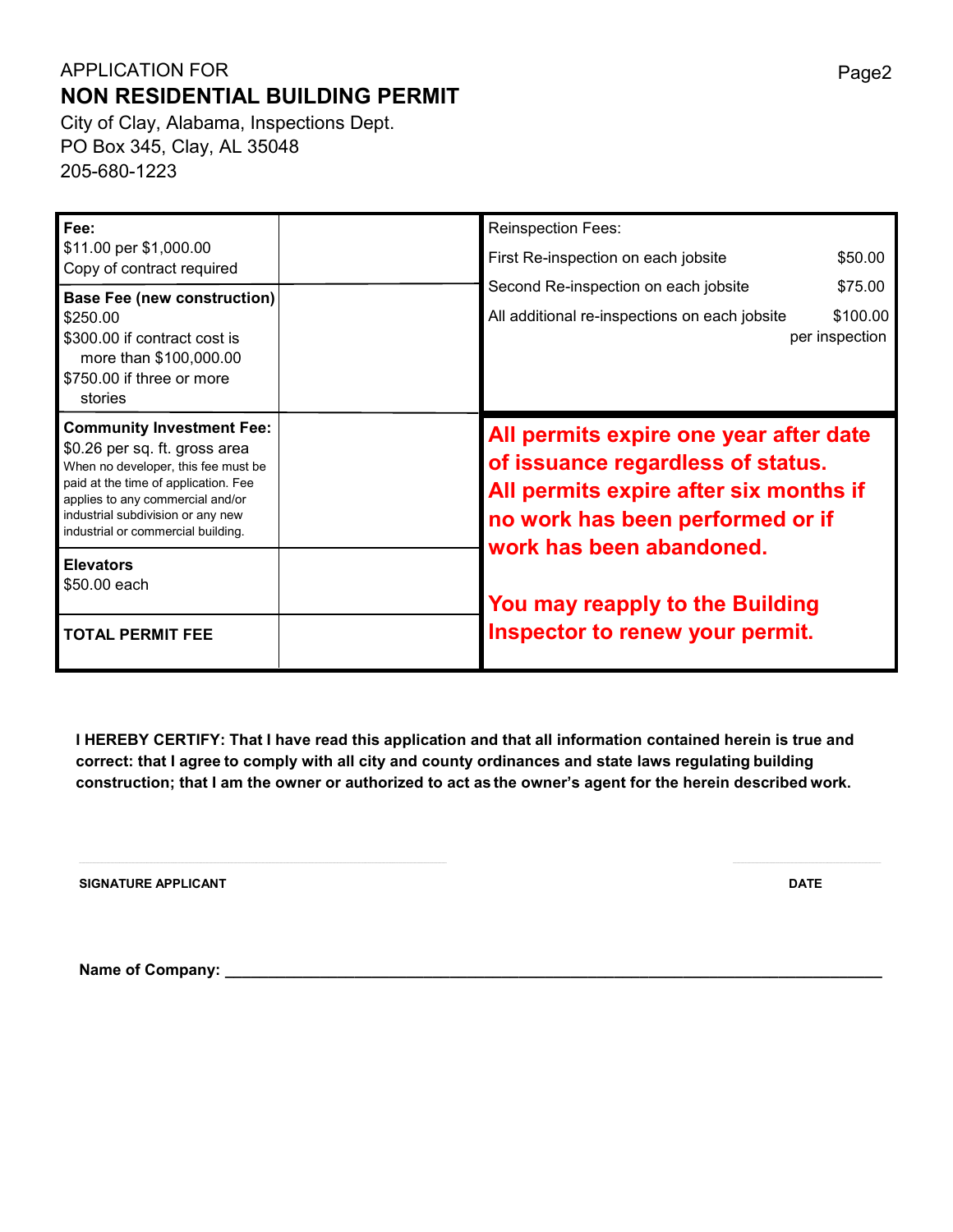APPLICATION FOR

## NON RESIDENTIAL BUILDING PERMIT

City of Clay, Alabama, Inspections Dept.
PO Box 345, Clay, AL 35048
205-680-1223

| | |
|---|---|
| **Fee:** $11.00 per $1,000.00 Copy of contract required | |
| **Base Fee (new construction)** $250.00 $300.00 if contract cost is more than $100,000.00 $750.00 if three or more stories | |
| **Community Investment Fee:** $0.26 per sq. ft. gross area When no developer, this fee must be paid at the time of application. Fee applies to any commercial and/or industrial subdivision or any new industrial or commercial building. | |
| **Elevators** $50.00 each | |
| **TOTAL PERMIT FEE** | |

Reinspection Fees:

| | |
|---|---|
| First Re-inspection on each jobsite | $50.00 |
| Second Re-inspection on each jobsite | $75.00 |
| All additional re-inspections on each jobsite | $100.00 per inspection |

**All permits expire one year after date of issuance regardless of status.**
**All permits expire after six months if no work has been performed or if work has been abandoned.**

**You may reapply to the Building Inspector to renew your permit.**

**I HEREBY CERTIFY: That I have read this application and that all information contained herein is true and correct: that I agree to comply with all city and county ordinances and state laws regulating building construction; that I am the owner or authorized to act as the owner's agent for the herein described work.**

**SIGNATURE APPLICANT** _______________ **DATE** _______________

**Name of Company:** ____________________________________________